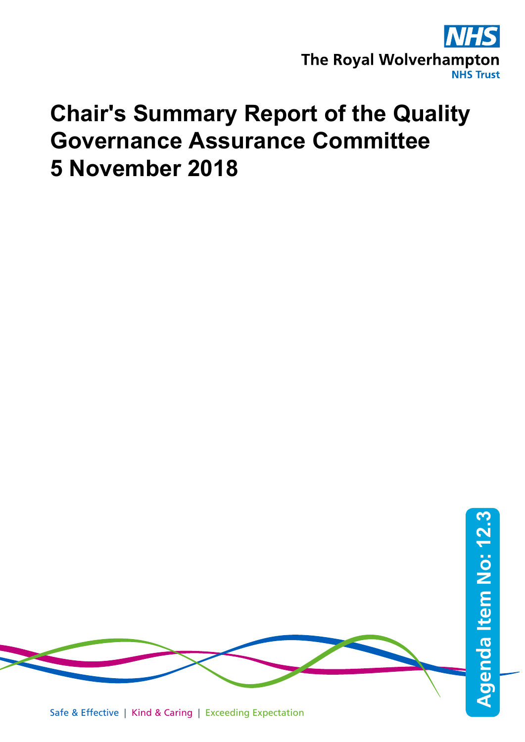The Royal Wolverhampton NHS Trust

# Chair's Summary Report of the Quality Governance Assurance Committee 5 November 2018

Agenda Item No: 12.3

Safe & Effective | Kind & Caring | Exceeding Expectation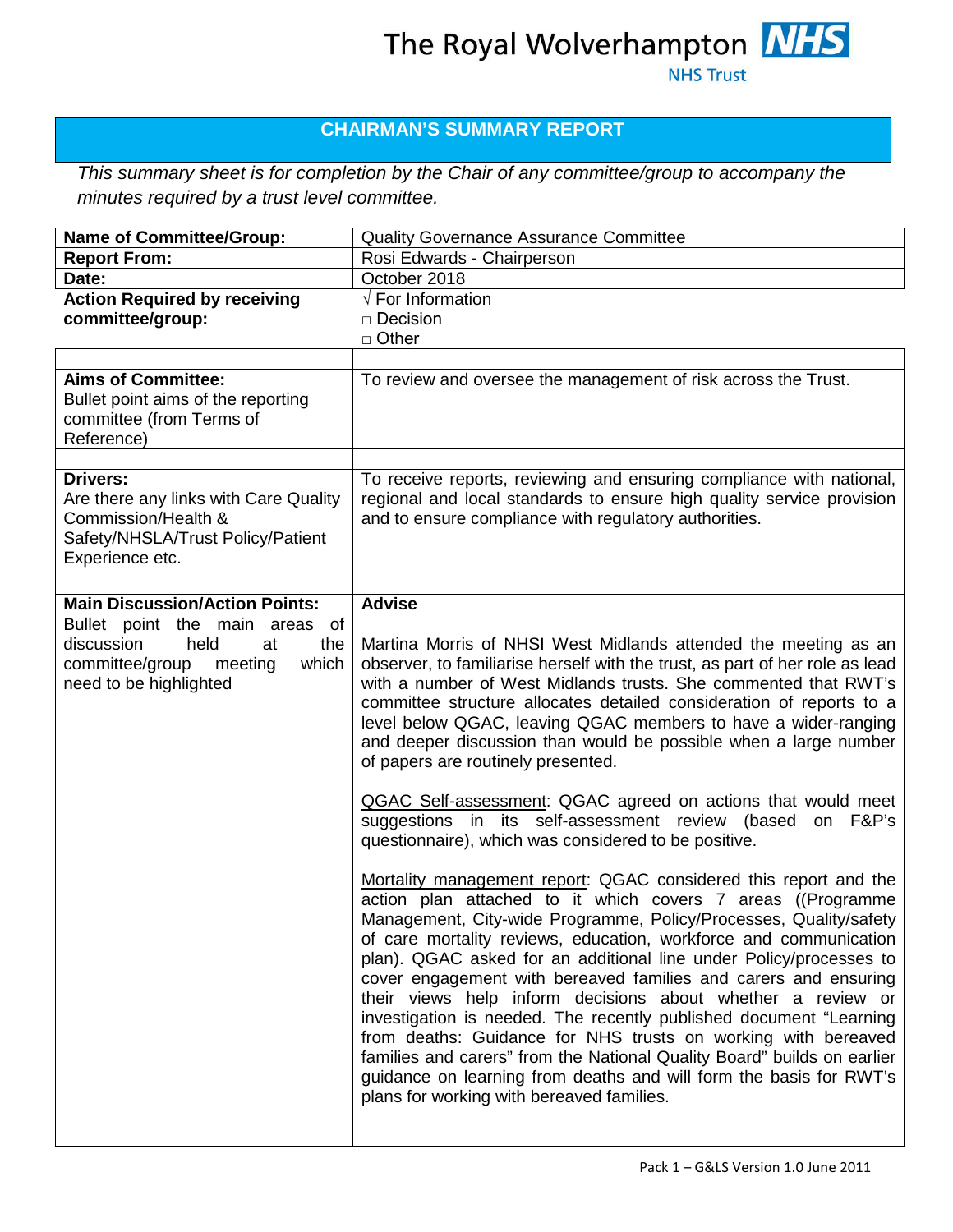The Royal Wolverhampton NHS Trust

## CHAIRMAN'S SUMMARY REPORT

*This summary sheet is for completion by the Chair of any committee/group to accompany the minutes required by a trust level committee.*

| | |
|---|---|
| **Name of Committee/Group:** | Quality Governance Assurance Committee |
| **Report From:** | Rosi Edwards - Chairperson |
| **Date:** | October 2018 |
| **Action Required by receiving committee/group:** | √ For Information<br>□ Decision<br>□ Other |
| | |
| **Aims of Committee:**<br>Bullet point aims of the reporting committee (from Terms of Reference) | To review and oversee the management of risk across the Trust. |
| | |
| **Drivers:**<br>Are there any links with Care Quality Commission/Health & Safety/NHSLA/Trust Policy/Patient Experience etc. | To receive reports, reviewing and ensuring compliance with national, regional and local standards to ensure high quality service provision and to ensure compliance with regulatory authorities. |
| | |
| **Main Discussion/Action Points:**<br>Bullet point the main areas of discussion held at the committee/group meeting which need to be highlighted | **Advise**<br><br>Martina Morris of NHSI West Midlands attended the meeting as an observer, to familiarise herself with the trust, as part of her role as lead with a number of West Midlands trusts. She commented that RWT's committee structure allocates detailed consideration of reports to a level below QGAC, leaving QGAC members to have a wider-ranging and deeper discussion than would be possible when a large number of papers are routinely presented.<br><br><u>QGAC Self-assessment</u>: QGAC agreed on actions that would meet suggestions in its self-assessment review (based on F&P's questionnaire), which was considered to be positive.<br><br><u>Mortality management report</u>: QGAC considered this report and the action plan attached to it which covers 7 areas ((Programme Management, City-wide Programme, Policy/Processes, Quality/safety of care mortality reviews, education, workforce and communication plan). QGAC asked for an additional line under Policy/processes to cover engagement with bereaved families and carers and ensuring their views help inform decisions about whether a review or investigation is needed. The recently published document "Learning from deaths: Guidance for NHS trusts on working with bereaved families and carers" from the National Quality Board" builds on earlier guidance on learning from deaths and will form the basis for RWT's plans for working with bereaved families. |

Pack 1 – G&LS Version 1.0 June 2011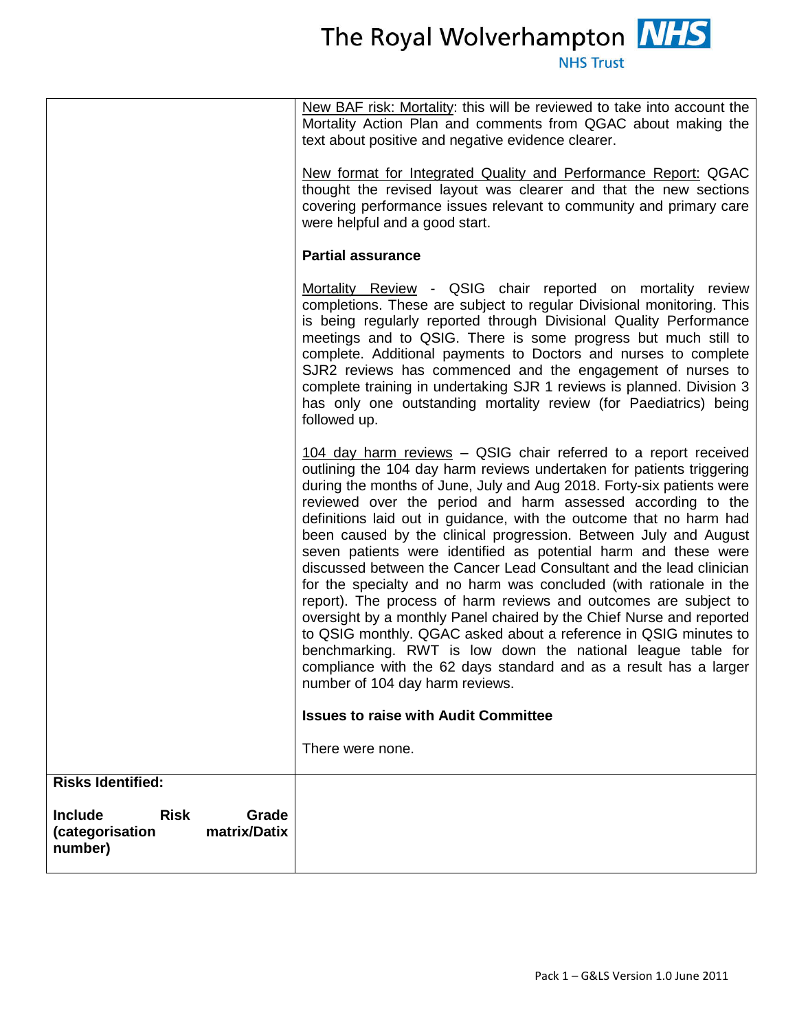| | |
|---|---|
| | New BAF risk: Mortality: this will be reviewed to take into account the Mortality Action Plan and comments from QGAC about making the text about positive and negative evidence clearer.<br><br>New format for Integrated Quality and Performance Report: QGAC thought the revised layout was clearer and that the new sections covering performance issues relevant to community and primary care were helpful and a good start.<br><br>**Partial assurance**<br><br>Mortality Review - QSIG chair reported on mortality review completions. These are subject to regular Divisional monitoring. This is being regularly reported through Divisional Quality Performance meetings and to QSIG. There is some progress but much still to complete. Additional payments to Doctors and nurses to complete SJR2 reviews has commenced and the engagement of nurses to complete training in undertaking SJR 1 reviews is planned. Division 3 has only one outstanding mortality review (for Paediatrics) being followed up.<br><br>104 day harm reviews – QSIG chair referred to a report received outlining the 104 day harm reviews undertaken for patients triggering during the months of June, July and Aug 2018. Forty-six patients were reviewed over the period and harm assessed according to the definitions laid out in guidance, with the outcome that no harm had been caused by the clinical progression. Between July and August seven patients were identified as potential harm and these were discussed between the Cancer Lead Consultant and the lead clinician for the specialty and no harm was concluded (with rationale in the report). The process of harm reviews and outcomes are subject to oversight by a monthly Panel chaired by the Chief Nurse and reported to QSIG monthly. QGAC asked about a reference in QSIG minutes to benchmarking. RWT is low down the national league table for compliance with the 62 days standard and as a result has a larger number of 104 day harm reviews.<br><br>**Issues to raise with Audit Committee**<br><br>There were none. |
| **Risks Identified:**<br><br>**Include Risk Grade (categorisation matrix/Datix number)** | |